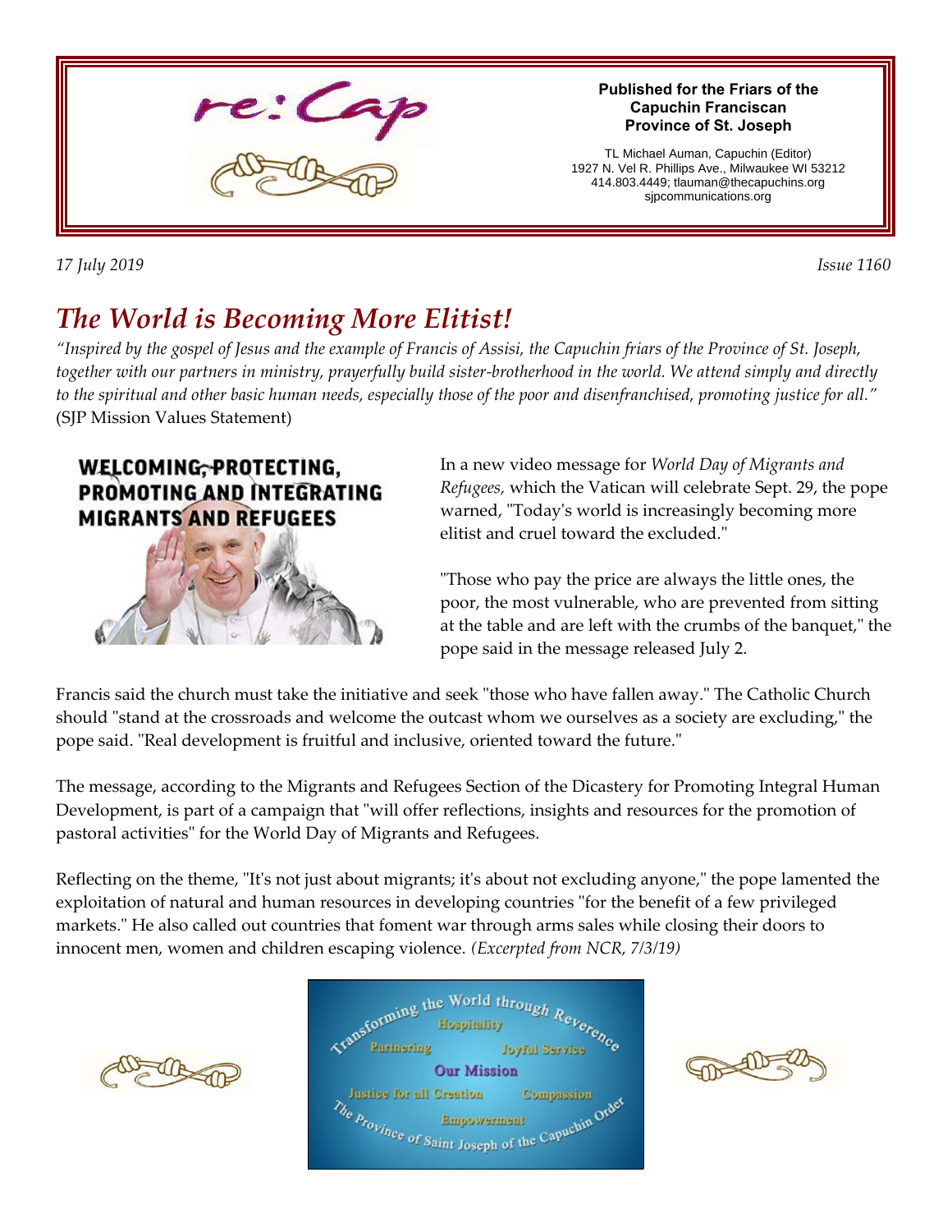# re:Cap

**Published for the Friars of the Capuchin Franciscan Province of St. Joseph**

TL Michael Auman, Capuchin (Editor)
1927 N. Vel R. Phillips Ave., Milwaukee WI 53212
414.803.4449; tlauman@thecapuchins.org
sjpcommunications.org

*17 July 2019* *Issue 1160*

# *The World is Becoming More Elitist!*

*"Inspired by the gospel of Jesus and the example of Francis of Assisi, the Capuchin friars of the Province of St. Joseph, together with our partners in ministry, prayerfully build sister-brotherhood in the world. We attend simply and directly to the spiritual and other basic human needs, especially those of the poor and disenfranchised, promoting justice for all."* (SJP Mission Values Statement)

**WELCOMING, PROTECTING, PROMOTING AND INTEGRATING MIGRANTS AND REFUGEES**

In a new video message for *World Day of Migrants and Refugees,* which the Vatican will celebrate Sept. 29, the pope warned, "Today's world is increasingly becoming more elitist and cruel toward the excluded."

"Those who pay the price are always the little ones, the poor, the most vulnerable, who are prevented from sitting at the table and are left with the crumbs of the banquet," the pope said in the message released July 2.

Francis said the church must take the initiative and seek "those who have fallen away." The Catholic Church should "stand at the crossroads and welcome the outcast whom we ourselves as a society are excluding," the pope said. "Real development is fruitful and inclusive, oriented toward the future."

The message, according to the Migrants and Refugees Section of the Dicastery for Promoting Integral Human Development, is part of a campaign that "will offer reflections, insights and resources for the promotion of pastoral activities" for the World Day of Migrants and Refugees.

Reflecting on the theme, "It's not just about migrants; it's about not excluding anyone," the pope lamented the exploitation of natural and human resources in developing countries "for the benefit of a few privileged markets." He also called out countries that foment war through arms sales while closing their doors to innocent men, women and children escaping violence. *(Excerpted from NCR, 7/3/19)*

Transforming the World through Reverence
Hospitality
Partnering
Joyful Service
**Our Mission**
Justice for all Creation
Compassion
Empowerment
The Province of Saint Joseph of the Capuchin Order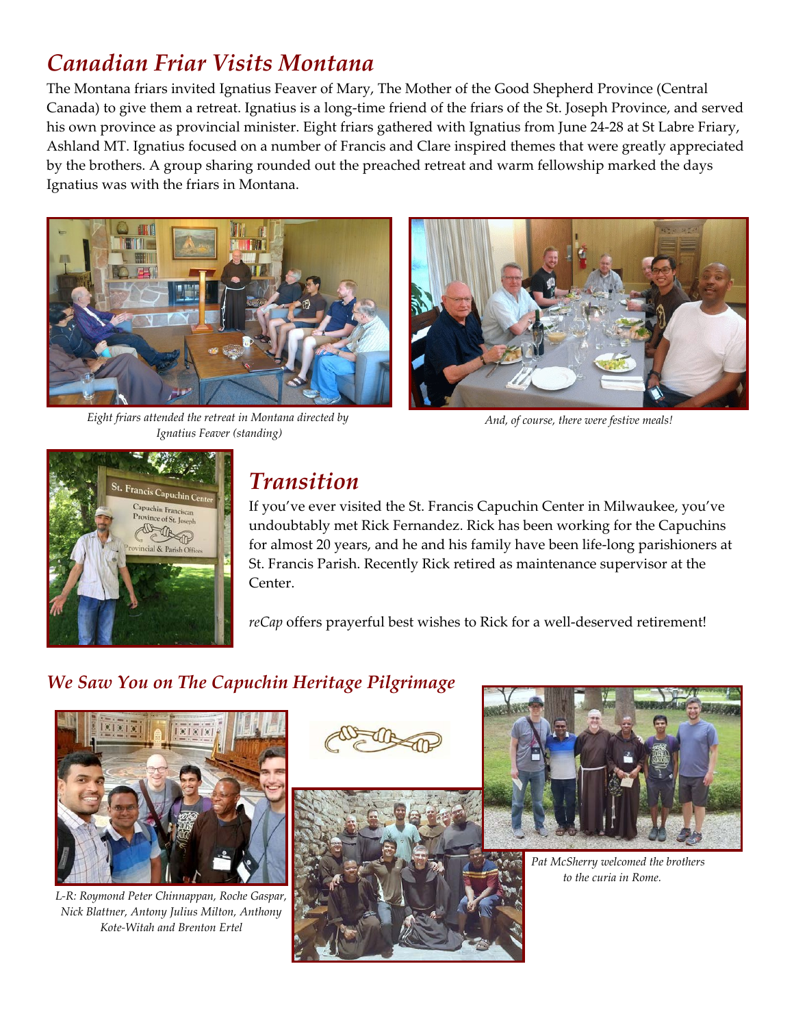## *Canadian Friar Visits Montana*

The Montana friars invited Ignatius Feaver of Mary, The Mother of the Good Shepherd Province (Central Canada) to give them a retreat. Ignatius is a long-time friend of the friars of the St. Joseph Province, and served his own province as provincial minister. Eight friars gathered with Ignatius from June 24-28 at St Labre Friary, Ashland MT. Ignatius focused on a number of Francis and Clare inspired themes that were greatly appreciated by the brothers. A group sharing rounded out the preached retreat and warm fellowship marked the days Ignatius was with the friars in Montana.

*Eight friars attended the retreat in Montana directed by Ignatius Feaver (standing)*

*And, of course, there were festive meals!*

## *Transition*

If you've ever visited the St. Francis Capuchin Center in Milwaukee, you've undoubtably met Rick Fernandez. Rick has been working for the Capuchins for almost 20 years, and he and his family have been life-long parishioners at St. Francis Parish. Recently Rick retired as maintenance supervisor at the Center.

*reCap* offers prayerful best wishes to Rick for a well-deserved retirement!

### *We Saw You on The Capuchin Heritage Pilgrimage*

*L-R: Roymond Peter Chinnappan, Roche Gaspar, Nick Blattner, Antony Julius Milton, Anthony Kote-Witah and Brenton Ertel*

*Pat McSherry welcomed the brothers to the curia in Rome.*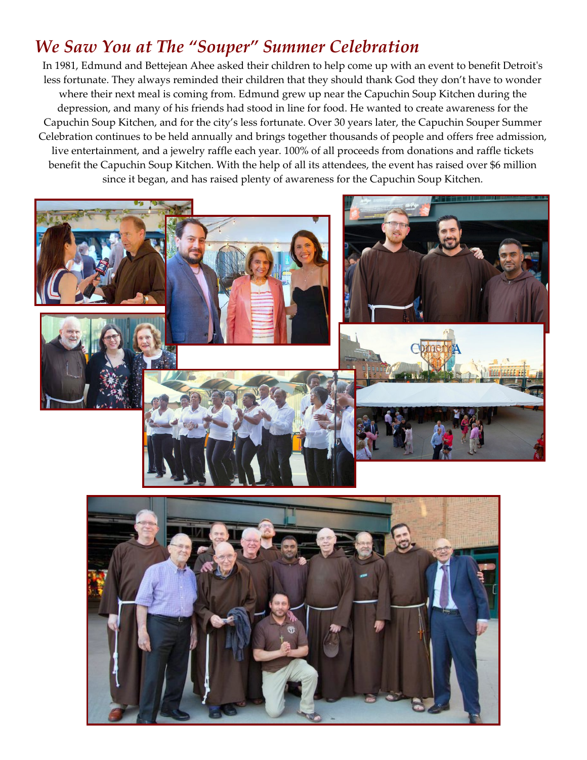# *We Saw You at The "Souper" Summer Celebration*

In 1981, Edmund and Bettejean Ahee asked their children to help come up with an event to benefit Detroit's less fortunate. They always reminded their children that they should thank God they don't have to wonder where their next meal is coming from. Edmund grew up near the Capuchin Soup Kitchen during the depression, and many of his friends had stood in line for food. He wanted to create awareness for the Capuchin Soup Kitchen, and for the city's less fortunate. Over 30 years later, the Capuchin Souper Summer Celebration continues to be held annually and brings together thousands of people and offers free admission, live entertainment, and a jewelry raffle each year. 100% of all proceeds from donations and raffle tickets benefit the Capuchin Soup Kitchen. With the help of all its attendees, the event has raised over $6 million since it began, and has raised plenty of awareness for the Capuchin Soup Kitchen.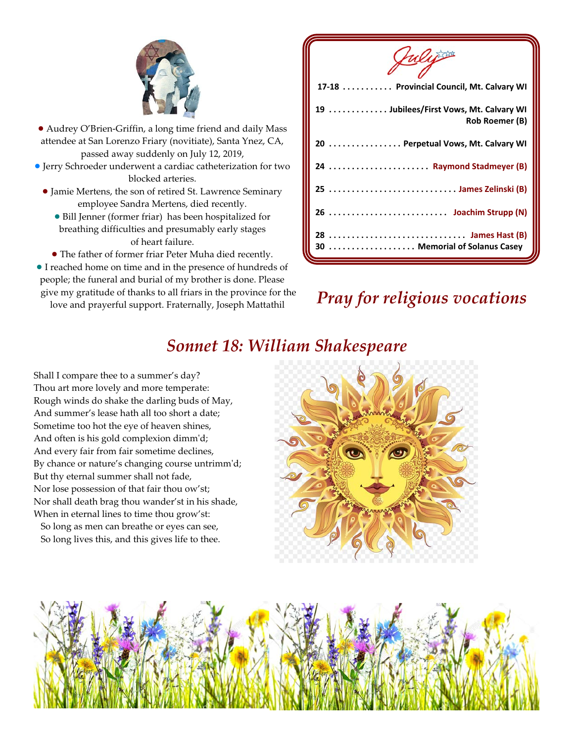- Audrey O'Brien-Griffin, a long time friend and daily Mass attendee at San Lorenzo Friary (novitiate), Santa Ynez, CA, passed away suddenly on July 12, 2019,
- Jerry Schroeder underwent a cardiac catheterization for two blocked arteries.
- Jamie Mertens, the son of retired St. Lawrence Seminary employee Sandra Mertens, died recently.
- Bill Jenner (former friar) has been hospitalized for breathing difficulties and presumably early stages of heart failure.
- The father of former friar Peter Muha died recently.
- I reached home on time and in the presence of hundreds of people; the funeral and burial of my brother is done. Please give my gratitude of thanks to all friars in the province for the love and prayerful support. Fraternally, Joseph Mattathil

## July

| | |
|---|---|
| 17-18 | Provincial Council, Mt. Calvary WI |
| 19 | Jubilees/First Vows, Mt. Calvary WI<br>Rob Roemer (B) |
| 20 | Perpetual Vows, Mt. Calvary WI |
| 24 | Raymond Stadmeyer (B) |
| 25 | James Zelinski (B) |
| 26 | Joachim Strupp (N) |
| 28 | James Hast (B) |
| 30 | Memorial of Solanus Casey |

*Pray for religious vocations*

## *Sonnet 18: William Shakespeare*

Shall I compare thee to a summer's day?
Thou art more lovely and more temperate:
Rough winds do shake the darling buds of May,
And summer's lease hath all too short a date;
Sometime too hot the eye of heaven shines,
And often is his gold complexion dimm'd;
And every fair from fair sometime declines,
By chance or nature's changing course untrimm'd;
But thy eternal summer shall not fade,
Nor lose possession of that fair thou ow'st;
Nor shall death brag thou wander'st in his shade,
When in eternal lines to time thou grow'st:
So long as men can breathe or eyes can see,
So long lives this, and this gives life to thee.